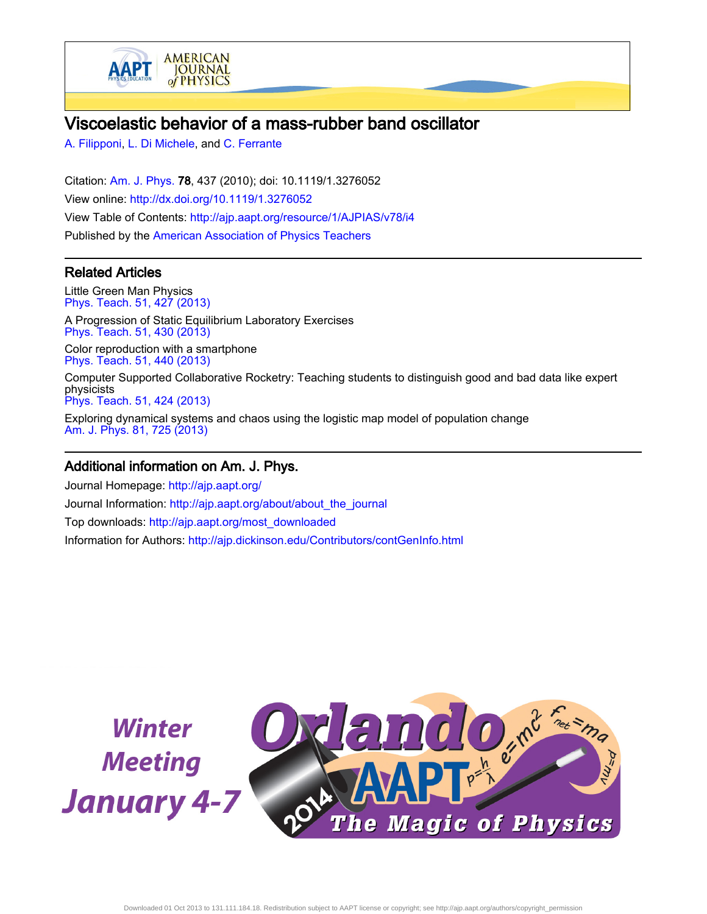# Viscoelastic behavior of a mass-rubber band oscillator

A. Filipponi, L. Di Michele, and C. Ferrante

Citation: Am. J. Phys. **78**, 437 (2010); doi: 10.1119/1.3276052

View online: http://dx.doi.org/10.1119/1.3276052

View Table of Contents: http://ajp.aapt.org/resource/1/AJPIAS/v78/i4

Published by the American Association of Physics Teachers

## Related Articles

Little Green Man Physics
Phys. Teach. 51, 427 (2013)

A Progression of Static Equilibrium Laboratory Exercises
Phys. Teach. 51, 430 (2013)

Color reproduction with a smartphone
Phys. Teach. 51, 440 (2013)

Computer Supported Collaborative Rocketry: Teaching students to distinguish good and bad data like expert physicists
Phys. Teach. 51, 424 (2013)

Exploring dynamical systems and chaos using the logistic map model of population change
Am. J. Phys. 81, 725 (2013)

## Additional information on Am. J. Phys.

Journal Homepage: http://ajp.aapt.org/

Journal Information: http://ajp.aapt.org/about/about_the_journal

Top downloads: http://ajp.aapt.org/most_downloaded

Information for Authors: http://ajp.dickinson.edu/Contributors/contGenInfo.html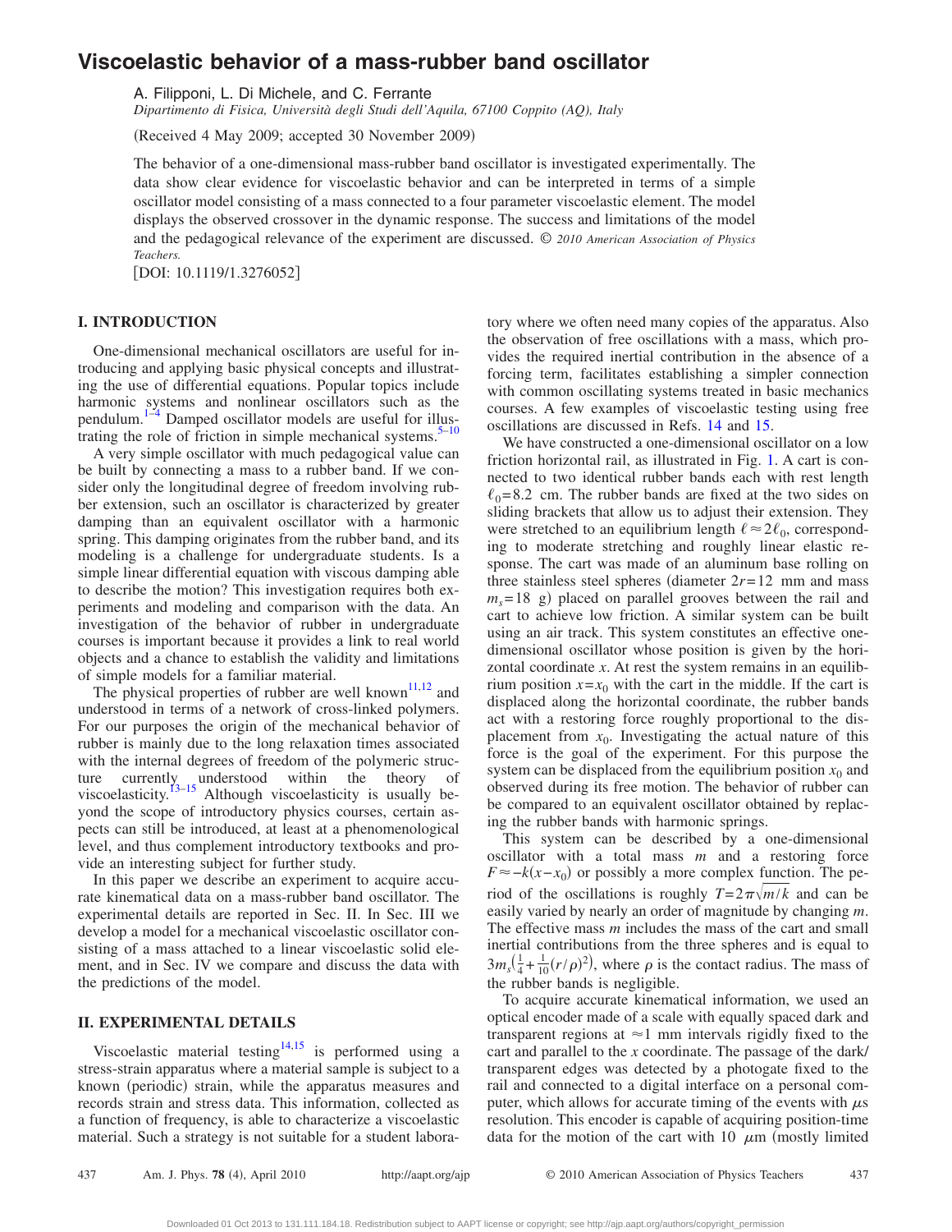# Viscoelastic behavior of a mass-rubber band oscillator

A. Filipponi, L. Di Michele, and C. Ferrante

*Dipartimento di Fisica, Università degli Studi dell'Aquila, 67100 Coppito (AQ), Italy*

(Received 4 May 2009; accepted 30 November 2009)

The behavior of a one-dimensional mass-rubber band oscillator is investigated experimentally. The data show clear evidence for viscoelastic behavior and can be interpreted in terms of a simple oscillator model consisting of a mass connected to a four parameter viscoelastic element. The model displays the observed crossover in the dynamic response. The success and limitations of the model and the pedagogical relevance of the experiment are discussed. © *2010 American Association of Physics Teachers.*

[DOI: 10.1119/1.3276052]

## I. INTRODUCTION

One-dimensional mechanical oscillators are useful for introducing and applying basic physical concepts and illustrating the use of differential equations. Popular topics include harmonic systems and nonlinear oscillators such as the pendulum.[1–4] Damped oscillator models are useful for illustrating the role of friction in simple mechanical systems.[5–10]

A very simple oscillator with much pedagogical value can be built by connecting a mass to a rubber band. If we consider only the longitudinal degree of freedom involving rubber extension, such an oscillator is characterized by greater damping than an equivalent oscillator with a harmonic spring. This damping originates from the rubber band, and its modeling is a challenge for undergraduate students. Is a simple linear differential equation with viscous damping able to describe the motion? This investigation requires both experiments and modeling and comparison with the data. An investigation of the behavior of rubber in undergraduate courses is important because it provides a link to real world objects and a chance to establish the validity and limitations of simple models for a familiar material.

The physical properties of rubber are well known[11,12] and understood in terms of a network of cross-linked polymers. For our purposes the origin of the mechanical behavior of rubber is mainly due to the long relaxation times associated with the internal degrees of freedom of the polymeric structure currently understood within the theory of viscoelasticity.[13–15] Although viscoelasticity is usually beyond the scope of introductory physics courses, certain aspects can still be introduced, at least at a phenomenological level, and thus complement introductory textbooks and provide an interesting subject for further study.

In this paper we describe an experiment to acquire accurate kinematical data on a mass-rubber band oscillator. The experimental details are reported in Sec. II. In Sec. III we develop a model for a mechanical viscoelastic oscillator consisting of a mass attached to a linear viscoelastic solid element, and in Sec. IV we compare and discuss the data with the predictions of the model.

## II. EXPERIMENTAL DETAILS

Viscoelastic material testing[14,15] is performed using a stress-strain apparatus where a material sample is subject to a known (periodic) strain, while the apparatus measures and records strain and stress data. This information, collected as a function of frequency, is able to characterize a viscoelastic material. Such a strategy is not suitable for a student laboratory where we often need many copies of the apparatus. Also the observation of free oscillations with a mass, which provides the required inertial contribution in the absence of a forcing term, facilitates establishing a simpler connection with common oscillating systems treated in basic mechanics courses. A few examples of viscoelastic testing using free oscillations are discussed in Refs. 14 and 15.

We have constructed a one-dimensional oscillator on a low friction horizontal rail, as illustrated in Fig. 1. A cart is connected to two identical rubber bands each with rest length $\ell_0=8.2$ cm. The rubber bands are fixed at the two sides on sliding brackets that allow us to adjust their extension. They were stretched to an equilibrium length $\ell \approx 2\ell_0$, corresponding to moderate stretching and roughly linear elastic response. The cart was made of an aluminum base rolling on three stainless steel spheres (diameter $2r=12$ mm and mass $m_s=18$ g) placed on parallel grooves between the rail and cart to achieve low friction. A similar system can be built using an air track. This system constitutes an effective one-dimensional oscillator whose position is given by the horizontal coordinate $x$. At rest the system remains in an equilibrium position $x=x_0$ with the cart in the middle. If the cart is displaced along the horizontal coordinate, the rubber bands act with a restoring force roughly proportional to the displacement from $x_0$. Investigating the actual nature of this force is the goal of the experiment. For this purpose the system can be displaced from the equilibrium position $x_0$ and observed during its free motion. The behavior of rubber can be compared to an equivalent oscillator obtained by replacing the rubber bands with harmonic springs.

This system can be described by a one-dimensional oscillator with a total mass $m$ and a restoring force $F \approx -k(x-x_0)$ or possibly a more complex function. The period of the oscillations is roughly $T=2\pi\sqrt{m/k}$ and can be easily varied by nearly an order of magnitude by changing $m$. The effective mass $m$ includes the mass of the cart and small inertial contributions from the three spheres and is equal to $3m_s\left(\frac{1}{4}+\frac{1}{10}(r/\rho)^2\right)$, where $\rho$ is the contact radius. The mass of the rubber bands is negligible.

To acquire accurate kinematical information, we used an optical encoder made of a scale with equally spaced dark and transparent regions at $\approx 1$ mm intervals rigidly fixed to the cart and parallel to the $x$ coordinate. The passage of the dark/transparent edges was detected by a photogate fixed to the rail and connected to a digital interface on a personal computer, which allows for accurate timing of the events with $\mu$s resolution. This encoder is capable of acquiring position-time data for the motion of the cart with 10 $\mu$m (mostly limited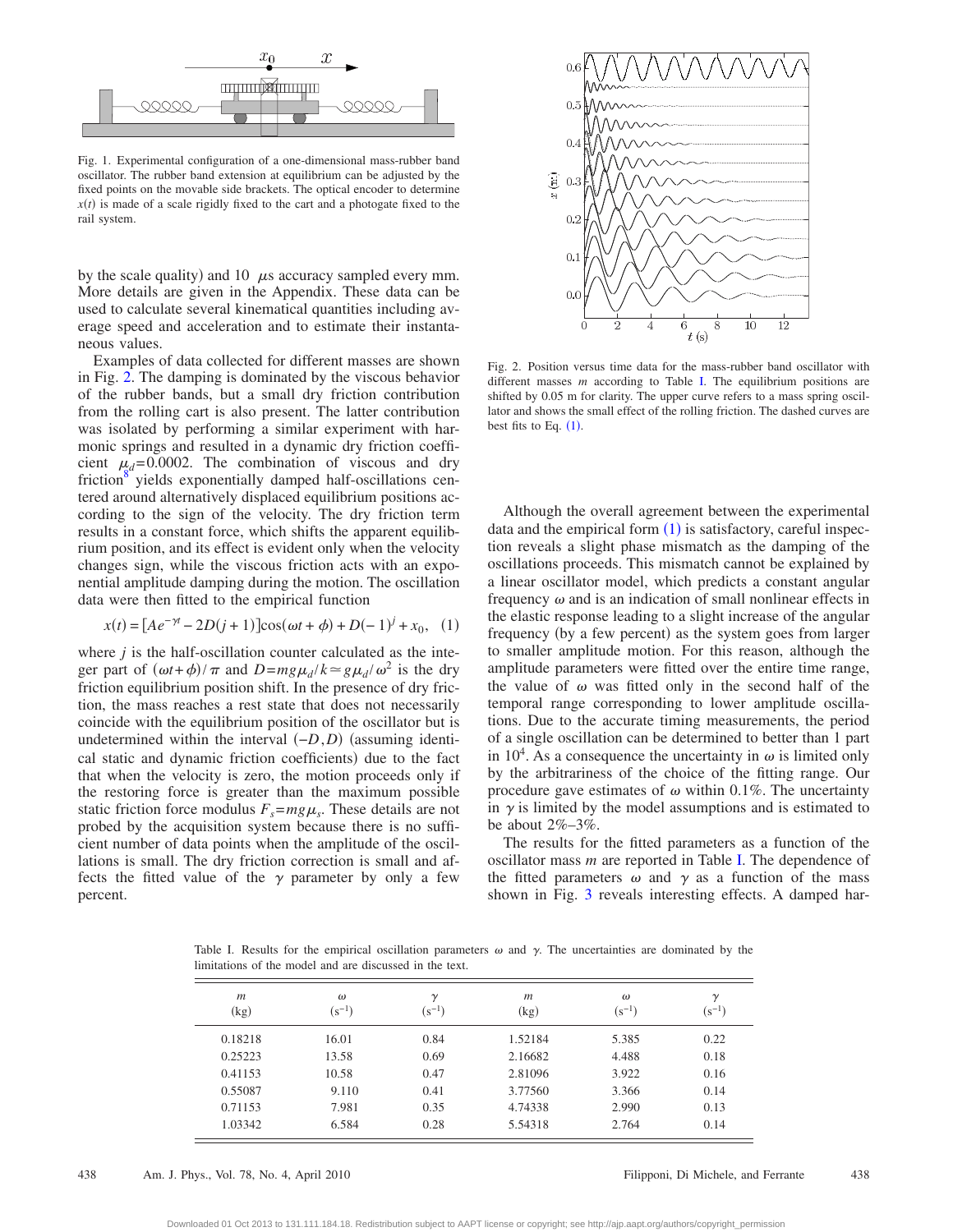Fig. 1. Experimental configuration of a one-dimensional mass-rubber band oscillator. The rubber band extension at equilibrium can be adjusted by the fixed points on the movable side brackets. The optical encoder to determine $x(t)$ is made of a scale rigidly fixed to the cart and a photogate fixed to the rail system.

by the scale quality) and 10 $\mu$s accuracy sampled every mm. More details are given in the Appendix. These data can be used to calculate several kinematical quantities including average speed and acceleration and to estimate their instantaneous values.

Examples of data collected for different masses are shown in Fig. 2. The damping is dominated by the viscous behavior of the rubber bands, but a small dry friction contribution from the rolling cart is also present. The latter contribution was isolated by performing a similar experiment with harmonic springs and resulted in a dynamic dry friction coefficient $\mu_d$=0.0002. The combination of viscous and dry friction[8] yields exponentially damped half-oscillations centered around alternatively displaced equilibrium positions according to the sign of the velocity. The dry friction term results in a constant force, which shifts the apparent equilibrium position, and its effect is evident only when the velocity changes sign, while the viscous friction acts with an exponential amplitude damping during the motion. The oscillation data were then fitted to the empirical function

$$x(t) = [Ae^{-\gamma t} - 2D(j+1)]\cos(\omega t + \phi) + D(-1)^j + x_0, \quad (1)$$

where $j$ is the half-oscillation counter calculated as the integer part of $(\omega t+\phi)/\pi$ and $D = mg\mu_d/k \simeq g\mu_d/\omega^2$ is the dry friction equilibrium position shift. In the presence of dry friction, the mass reaches a rest state that does not necessarily coincide with the equilibrium position of the oscillator but is undetermined within the interval $(-D, D)$ (assuming identical static and dynamic friction coefficients) due to the fact that when the velocity is zero, the motion proceeds only if the restoring force is greater than the maximum possible static friction force modulus $F_s = mg\mu_s$. These details are not probed by the acquisition system because there is no sufficient number of data points when the amplitude of the oscillations is small. The dry friction correction is small and affects the fitted value of the $\gamma$ parameter by only a few percent.

Fig. 2. Position versus time data for the mass-rubber band oscillator with different masses $m$ according to Table I. The equilibrium positions are shifted by 0.05 m for clarity. The upper curve refers to a mass spring oscillator and shows the small effect of the rolling friction. The dashed curves are best fits to Eq. (1).

Although the overall agreement between the experimental data and the empirical form (1) is satisfactory, careful inspection reveals a slight phase mismatch as the damping of the oscillations proceeds. This mismatch cannot be explained by a linear oscillator model, which predicts a constant angular frequency $\omega$ and is an indication of small nonlinear effects in the elastic response leading to a slight increase of the angular frequency (by a few percent) as the system goes from larger to smaller amplitude motion. For this reason, although the amplitude parameters were fitted over the entire time range, the value of $\omega$ was fitted only in the second half of the temporal range corresponding to lower amplitude oscillations. Due to the accurate timing measurements, the period of a single oscillation can be determined to better than 1 part in $10^4$. As a consequence the uncertainty in $\omega$ is limited only by the arbitrariness of the choice of the fitting range. Our procedure gave estimates of $\omega$ within 0.1%. The uncertainty in $\gamma$ is limited by the model assumptions and is estimated to be about 2%–3%.

The results for the fitted parameters as a function of the oscillator mass $m$ are reported in Table I. The dependence of the fitted parameters $\omega$ and $\gamma$ as a function of the mass shown in Fig. 3 reveals interesting effects. A damped har-

Table I. Results for the empirical oscillation parameters $\omega$ and $\gamma$. The uncertainties are dominated by the limitations of the model and are discussed in the text.

| $m$ (kg) | $\omega$ ($s^{-1}$) | $\gamma$ ($s^{-1}$) | $m$ (kg) | $\omega$ ($s^{-1}$) | $\gamma$ ($s^{-1}$) |
|---|---|---|---|---|---|
| 0.18218 | 16.01 | 0.84 | 1.52184 | 5.385 | 0.22 |
| 0.25223 | 13.58 | 0.69 | 2.16682 | 4.488 | 0.18 |
| 0.41153 | 10.58 | 0.47 | 2.81096 | 3.922 | 0.16 |
| 0.55087 | 9.110 | 0.41 | 3.77560 | 3.366 | 0.14 |
| 0.71153 | 7.981 | 0.35 | 4.74338 | 2.990 | 0.13 |
| 1.03342 | 6.584 | 0.28 | 5.54318 | 2.764 | 0.14 |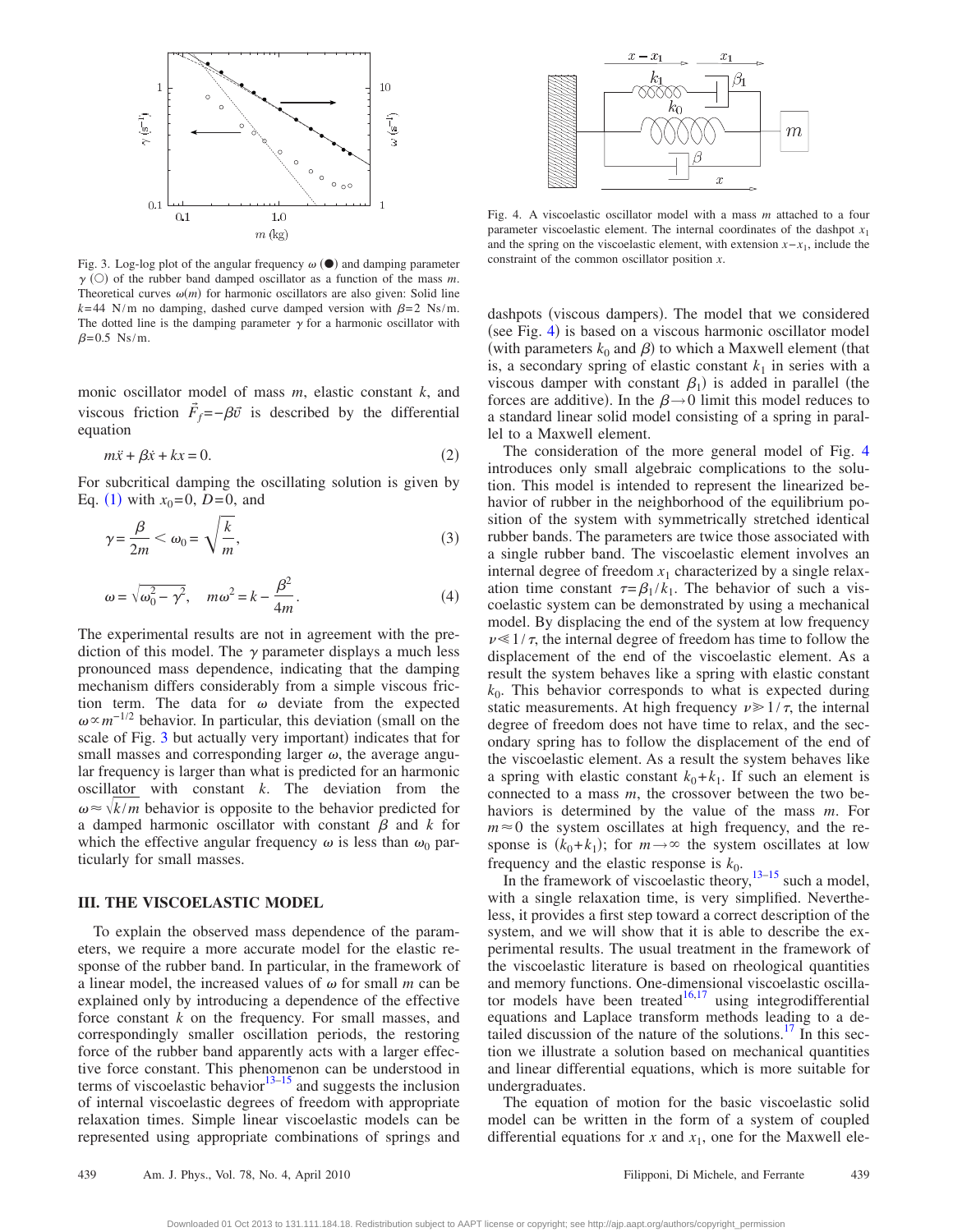Fig. 3. Log-log plot of the angular frequency $\omega$ (●) and damping parameter $\gamma$ (○) of the rubber band damped oscillator as a function of the mass $m$. Theoretical curves $\omega(m)$ for harmonic oscillators are also given: Solid line $k=44$ N/m no damping, dashed curve damped version with $\beta=2$ Ns/m. The dotted line is the damping parameter $\gamma$ for a harmonic oscillator with $\beta=0.5$ Ns/m.

monic oscillator model of mass $m$, elastic constant $k$, and viscous friction $\vec{F}_f=-\beta\vec{v}$ is described by the differential equation

$$m\ddot{x}+\beta\dot{x}+kx=0. \tag{2}$$

For subcritical damping the oscillating solution is given by Eq. (1) with $x_0=0$, $D=0$, and

$$\gamma=\frac{\beta}{2m}<\omega_0=\sqrt{\frac{k}{m}}, \tag{3}$$

$$\omega=\sqrt{\omega_0^2-\gamma^2}, \quad m\omega^2=k-\frac{\beta^2}{4m}. \tag{4}$$

The experimental results are not in agreement with the prediction of this model. The $\gamma$ parameter displays a much less pronounced mass dependence, indicating that the damping mechanism differs considerably from a simple viscous friction term. The data for $\omega$ deviate from the expected $\omega\propto m^{-1/2}$ behavior. In particular, this deviation (small on the scale of Fig. 3 but actually very important) indicates that for small masses and corresponding larger $\omega$, the average angular frequency is larger than what is predicted for an harmonic oscillator with constant $k$. The deviation from the $\omega\approx\sqrt{k/m}$ behavior is opposite to the behavior predicted for a damped harmonic oscillator with constant $\beta$ and $k$ for which the effective angular frequency $\omega$ is less than $\omega_0$ particularly for small masses.

## III. THE VISCOELASTIC MODEL

To explain the observed mass dependence of the parameters, we require a more accurate model for the elastic response of the rubber band. In particular, in the framework of a linear model, the increased values of $\omega$ for small $m$ can be explained only by introducing a dependence of the effective force constant $k$ on the frequency. For small masses, and correspondingly smaller oscillation periods, the restoring force of the rubber band apparently acts with a larger effective force constant. This phenomenon can be understood in terms of viscoelastic behavior[13–15] and suggests the inclusion of internal viscoelastic degrees of freedom with appropriate relaxation times. Simple linear viscoelastic models can be represented using appropriate combinations of springs and

Fig. 4. A viscoelastic oscillator model with a mass $m$ attached to a four parameter viscoelastic element. The internal coordinates of the dashpot $x_1$ and the spring on the viscoelastic element, with extension $x-x_1$, include the constraint of the common oscillator position $x$.

dashpots (viscous dampers). The model that we considered (see Fig. 4) is based on a viscous harmonic oscillator model (with parameters $k_0$ and $\beta$) to which a Maxwell element (that is, a secondary spring of elastic constant $k_1$ in series with a viscous damper with constant $\beta_1$) is added in parallel (the forces are additive). In the $\beta\to 0$ limit this model reduces to a standard linear solid model consisting of a spring in parallel to a Maxwell element.

The consideration of the more general model of Fig. 4 introduces only small algebraic complications to the solution. This model is intended to represent the linearized behavior of rubber in the neighborhood of the equilibrium position of the system with symmetrically stretched identical rubber bands. The parameters are twice those associated with a single rubber band. The viscoelastic element involves an internal degree of freedom $x_1$ characterized by a single relaxation time constant $\tau=\beta_1/k_1$. The behavior of such a viscoelastic system can be demonstrated by using a mechanical model. By displacing the end of the system at low frequency $\nu\ll 1/\tau$, the internal degree of freedom has time to follow the displacement of the end of the viscoelastic element. As a result the system behaves like a spring with elastic constant $k_0$. This behavior corresponds to what is expected during static measurements. At high frequency $\nu\gg 1/\tau$, the internal degree of freedom does not have time to relax, and the secondary spring has to follow the displacement of the end of the viscoelastic element. As a result the system behaves like a spring with elastic constant $k_0+k_1$. If such an element is connected to a mass $m$, the crossover between the two behaviors is determined by the value of the mass $m$. For $m\approx 0$ the system oscillates at high frequency, and the response is $(k_0+k_1)$; for $m\to\infty$ the system oscillates at low frequency and the elastic response is $k_0$.

In the framework of viscoelastic theory,[13–15] such a model, with a single relaxation time, is very simplified. Nevertheless, it provides a first step toward a correct description of the system, and we will show that it is able to describe the experimental results. The usual treatment in the framework of the viscoelastic literature is based on rheological quantities and memory functions. One-dimensional viscoelastic oscillator models have been treated[16,17] using integrodifferential equations and Laplace transform methods leading to a detailed discussion of the nature of the solutions.[17] In this section we illustrate a solution based on mechanical quantities and linear differential equations, which is more suitable for undergraduates.

The equation of motion for the basic viscoelastic solid model can be written in the form of a system of coupled differential equations for $x$ and $x_1$, one for the Maxwell ele-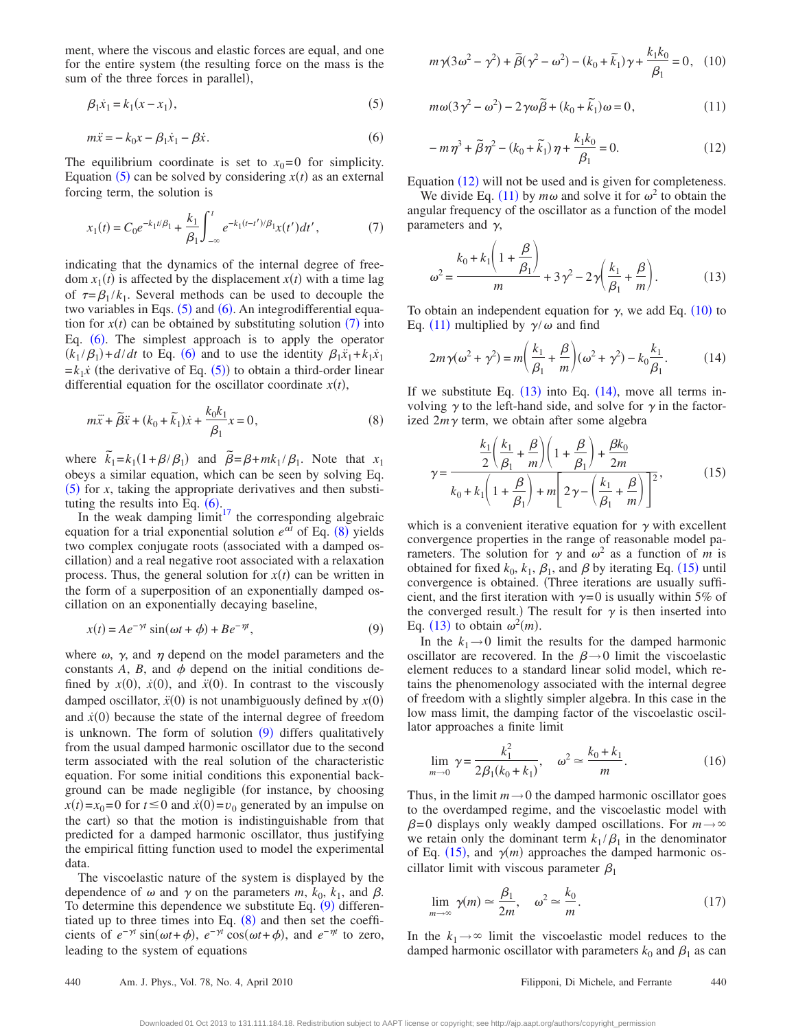ment, where the viscous and elastic forces are equal, and one for the entire system (the resulting force on the mass is the sum of the three forces in parallel),

$$\beta_1\dot{x}_1 = k_1(x - x_1), \tag{5}$$

$$m\ddot{x} = -k_0 x - \beta_1\dot{x}_1 - \beta\dot{x}. \tag{6}$$

The equilibrium coordinate is set to $x_0 = 0$ for simplicity. Equation (5) can be solved by considering $x(t)$ as an external forcing term, the solution is

$$x_1(t) = C_0 e^{-k_1 t/\beta_1} + \frac{k_1}{\beta_1}\int_{-\infty}^{t} e^{-k_1(t-t')/\beta_1} x(t')dt', \tag{7}$$

indicating that the dynamics of the internal degree of freedom $x_1(t)$ is affected by the displacement $x(t)$ with a time lag of $\tau = \beta_1/k_1$. Several methods can be used to decouple the two variables in Eqs. (5) and (6). An integrodifferential equation for $x(t)$ can be obtained by substituting solution (7) into Eq. (6). The simplest approach is to apply the operator $(k_1/\beta_1) + d/dt$ to Eq. (6) and to use the identity $\beta_1\ddot{x}_1 + k_1\dot{x}_1 = k_1\dot{x}$ (the derivative of Eq. (5)) to obtain a third-order linear differential equation for the oscillator coordinate $x(t)$,

$$m\dddot{x} + \tilde{\beta}\ddot{x} + (k_0 + \tilde{k}_1)\dot{x} + \frac{k_0 k_1}{\beta_1}x = 0, \tag{8}$$

where $\tilde{k}_1 = k_1(1 + \beta/\beta_1)$ and $\tilde{\beta} = \beta + mk_1/\beta_1$. Note that $x_1$ obeys a similar equation, which can be seen by solving Eq. (5) for $x$, taking the appropriate derivatives and then substituting the results into Eq. (6).

In the weak damping limit[17] the corresponding algebraic equation for a trial exponential solution $e^{\alpha t}$ of Eq. (8) yields two complex conjugate roots (associated with a damped oscillation) and a real negative root associated with a relaxation process. Thus, the general solution for $x(t)$ can be written in the form of a superposition of an exponentially damped oscillation on an exponentially decaying baseline,

$$x(t) = Ae^{-\gamma t}\sin(\omega t + \phi) + Be^{-\eta t}, \tag{9}$$

where $\omega$, $\gamma$, and $\eta$ depend on the model parameters and the constants $A$, $B$, and $\phi$ depend on the initial conditions defined by $x(0)$, $\dot{x}(0)$, and $\ddot{x}(0)$. In contrast to the viscously damped oscillator, $\ddot{x}(0)$ is not unambiguously defined by $x(0)$ and $\dot{x}(0)$ because the state of the internal degree of freedom is unknown. The form of solution (9) differs qualitatively from the usual damped harmonic oscillator due to the second term associated with the real solution of the characteristic equation. For some initial conditions this exponential background can be made negligible (for instance, by choosing $x(t) = x_0 = 0$ for $t \le 0$ and $\dot{x}(0) = v_0$ generated by an impulse on the cart) so that the motion is indistinguishable from that predicted for a damped harmonic oscillator, thus justifying the empirical fitting function used to model the experimental data.

The viscoelastic nature of the system is displayed by the dependence of $\omega$ and $\gamma$ on the parameters $m$, $k_0$, $k_1$, and $\beta$. To determine this dependence we substitute Eq. (9) differentiated up to three times into Eq. (8) and then set the coefficients of $e^{-\gamma t}\sin(\omega t + \phi)$, $e^{-\gamma t}\cos(\omega t + \phi)$, and $e^{-\eta t}$ to zero, leading to the system of equations

$$m\gamma(3\omega^2 - \gamma^2) + \tilde{\beta}(\gamma^2 - \omega^2) - (k_0 + \tilde{k}_1)\gamma + \frac{k_1 k_0}{\beta_1} = 0, \tag{10}$$

$$m\omega(3\gamma^2 - \omega^2) - 2\gamma\omega\tilde{\beta} + (k_0 + \tilde{k}_1)\omega = 0, \tag{11}$$

$$-m\eta^3 + \tilde{\beta}\eta^2 - (k_0 + \tilde{k}_1)\eta + \frac{k_1 k_0}{\beta_1} = 0. \tag{12}$$

Equation (12) will not be used and is given for completeness.

We divide Eq. (11) by $m\omega$ and solve it for $\omega^2$ to obtain the angular frequency of the oscillator as a function of the model parameters and $\gamma$,

$$\omega^2 = \frac{k_0 + k_1\left(1 + \dfrac{\beta}{\beta_1}\right)}{m} + 3\gamma^2 - 2\gamma\left(\frac{k_1}{\beta_1} + \frac{\beta}{m}\right). \tag{13}$$

To obtain an independent equation for $\gamma$, we add Eq. (10) to Eq. (11) multiplied by $\gamma/\omega$ and find

$$2m\gamma(\omega^2 + \gamma^2) = m\left(\frac{k_1}{\beta_1} + \frac{\beta}{m}\right)(\omega^2 + \gamma^2) - k_0\frac{k_1}{\beta_1}. \tag{14}$$

If we substitute Eq. (13) into Eq. (14), move all terms involving $\gamma$ to the left-hand side, and solve for $\gamma$ in the factorized $2m\gamma$ term, we obtain after some algebra

$$\gamma = \frac{\dfrac{k_1}{2}\left(\dfrac{k_1}{\beta_1} + \dfrac{\beta}{m}\right)\left(1 + \dfrac{\beta}{\beta_1}\right) + \dfrac{\beta k_0}{2m}}{k_0 + k_1\left(1 + \dfrac{\beta}{\beta_1}\right) + m\left[2\gamma - \left(\dfrac{k_1}{\beta_1} + \dfrac{\beta}{m}\right)\right]^2}, \tag{15}$$

which is a convenient iterative equation for $\gamma$ with excellent convergence properties in the range of reasonable model parameters. The solution for $\gamma$ and $\omega^2$ as a function of $m$ is obtained for fixed $k_0$, $k_1$, $\beta_1$, and $\beta$ by iterating Eq. (15) until convergence is obtained. (Three iterations are usually sufficient, and the first iteration with $\gamma = 0$ is usually within 5% of the converged result.) The result for $\gamma$ is then inserted into Eq. (13) to obtain $\omega^2(m)$.

In the $k_1 \to 0$ limit the results for the damped harmonic oscillator are recovered. In the $\beta \to 0$ limit the viscoelastic element reduces to a standard linear solid model, which retains the phenomenology associated with the internal degree of freedom with a slightly simpler algebra. In this case in the low mass limit, the damping factor of the viscoelastic oscillator approaches a finite limit

$$\lim_{m\to 0}\gamma = \frac{k_1^2}{2\beta_1(k_0 + k_1)}, \quad \omega^2 \simeq \frac{k_0 + k_1}{m}. \tag{16}$$

Thus, in the limit $m \to 0$ the damped harmonic oscillator goes to the overdamped regime, and the viscoelastic model with $\beta = 0$ displays only weakly damped oscillations. For $m \to \infty$ we retain only the dominant term $k_1/\beta_1$ in the denominator of Eq. (15), and $\gamma(m)$ approaches the damped harmonic oscillator limit with viscous parameter $\beta_1$

$$\lim_{m\to\infty}\gamma(m) \simeq \frac{\beta_1}{2m}, \quad \omega^2 \simeq \frac{k_0}{m}. \tag{17}$$

In the $k_1 \to \infty$ limit the viscoelastic model reduces to the damped harmonic oscillator with parameters $k_0$ and $\beta_1$ as can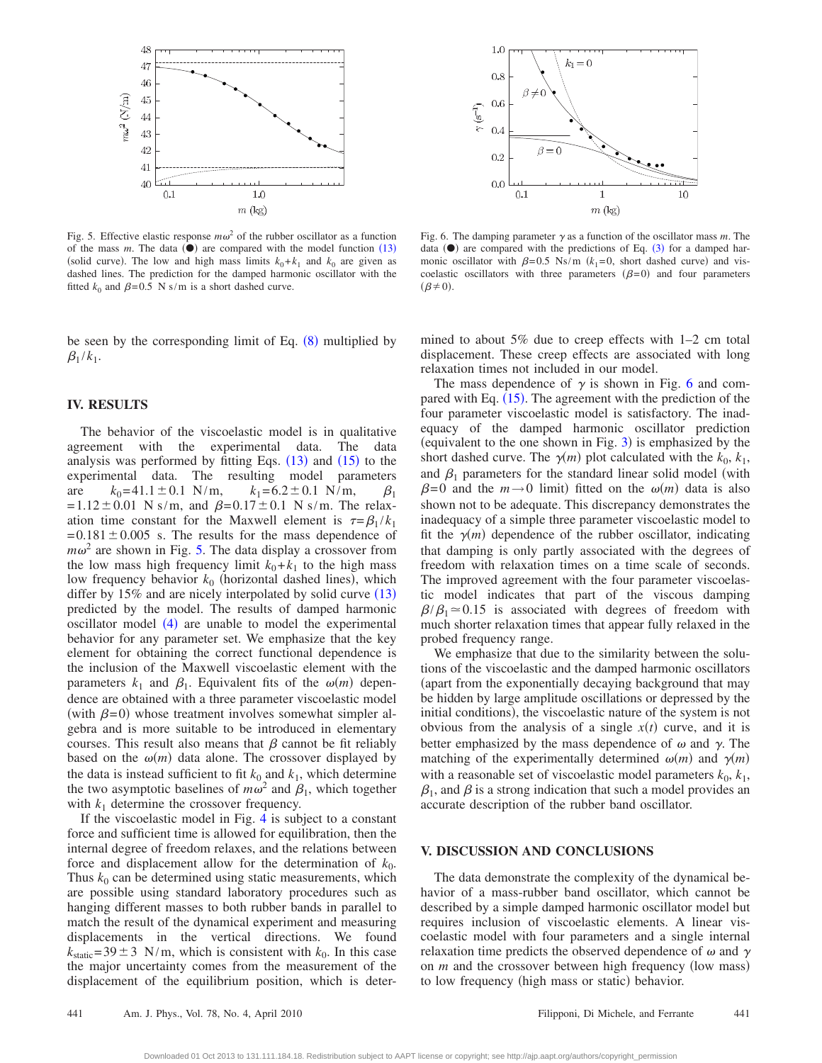Fig. 5. Effective elastic response $m\omega^2$ of the rubber oscillator as a function of the mass $m$. The data (●) are compared with the model function (13) (solid curve). The low and high mass limits $k_0+k_1$ and $k_0$ are given as dashed lines. The prediction for the damped harmonic oscillator with the fitted $k_0$ and $\beta=0.5$ N s/m is a short dashed curve.

Fig. 6. The damping parameter $\gamma$ as a function of the oscillator mass $m$. The data (●) are compared with the predictions of Eq. (3) for a damped harmonic oscillator with $\beta=0.5$ Ns/m ($k_1=0$, short dashed curve) and viscoelastic oscillators with three parameters ($\beta=0$) and four parameters ($\beta\neq 0$).

be seen by the corresponding limit of Eq. (8) multiplied by $\beta_1/k_1$.

## IV. RESULTS

The behavior of the viscoelastic model is in qualitative agreement with the experimental data. The data analysis was performed by fitting Eqs. (13) and (15) to the experimental data. The resulting model parameters are $k_0=41.1\pm 0.1$ N/m, $k_1=6.2\pm 0.1$ N/m, $\beta_1=1.12\pm 0.01$ N s/m, and $\beta=0.17\pm 0.1$ N s/m. The relaxation time constant for the Maxwell element is $\tau=\beta_1/k_1=0.181\pm 0.005$ s. The results for the mass dependence of $m\omega^2$ are shown in Fig. 5. The data display a crossover from the low mass high frequency limit $k_0+k_1$ to the high mass low frequency behavior $k_0$ (horizontal dashed lines), which differ by 15% and are nicely interpolated by solid curve (13) predicted by the model. The results of damped harmonic oscillator model (4) are unable to model the experimental behavior for any parameter set. We emphasize that the key element for obtaining the correct functional dependence is the inclusion of the Maxwell viscoelastic element with the parameters $k_1$ and $\beta_1$. Equivalent fits of the $\omega(m)$ dependence are obtained with a three parameter viscoelastic model (with $\beta=0$) whose treatment involves somewhat simpler algebra and is more suitable to be introduced in elementary courses. This result also means that $\beta$ cannot be fit reliably based on the $\omega(m)$ data alone. The crossover displayed by the data is instead sufficient to fit $k_0$ and $k_1$, which determine the two asymptotic baselines of $m\omega^2$ and $\beta_1$, which together with $k_1$ determine the crossover frequency.

If the viscoelastic model in Fig. 4 is subject to a constant force and sufficient time is allowed for equilibration, then the internal degree of freedom relaxes, and the relations between force and displacement allow for the determination of $k_0$. Thus $k_0$ can be determined using static measurements, which are possible using standard laboratory procedures such as hanging different masses to both rubber bands in parallel to match the result of the dynamical experiment and measuring displacements in the vertical directions. We found $k_{\text{static}}=39\pm 3$ N/m, which is consistent with $k_0$. In this case the major uncertainty comes from the measurement of the displacement of the equilibrium position, which is determined to about 5% due to creep effects with 1–2 cm total displacement. These creep effects are associated with long relaxation times not included in our model.

The mass dependence of $\gamma$ is shown in Fig. 6 and compared with Eq. (15). The agreement with the prediction of the four parameter viscoelastic model is satisfactory. The inadequacy of the damped harmonic oscillator prediction (equivalent to the one shown in Fig. 3) is emphasized by the short dashed curve. The $\gamma(m)$ plot calculated with the $k_0$, $k_1$, and $\beta_1$ parameters for the standard linear solid model (with $\beta=0$ and the $m\to 0$ limit) fitted on the $\omega(m)$ data is also shown not to be adequate. This discrepancy demonstrates the inadequacy of a simple three parameter viscoelastic model to fit the $\gamma(m)$ dependence of the rubber oscillator, indicating that damping is only partly associated with the degrees of freedom with relaxation times on a time scale of seconds. The improved agreement with the four parameter viscoelastic model indicates that part of the viscous damping $\beta/\beta_1\simeq 0.15$ is associated with degrees of freedom with much shorter relaxation times that appear fully relaxed in the probed frequency range.

We emphasize that due to the similarity between the solutions of the viscoelastic and the damped harmonic oscillators (apart from the exponentially decaying background that may be hidden by large amplitude oscillations or depressed by the initial conditions), the viscoelastic nature of the system is not obvious from the analysis of a single $x(t)$ curve, and it is better emphasized by the mass dependence of $\omega$ and $\gamma$. The matching of the experimentally determined $\omega(m)$ and $\gamma(m)$ with a reasonable set of viscoelastic model parameters $k_0$, $k_1$, $\beta_1$, and $\beta$ is a strong indication that such a model provides an accurate description of the rubber band oscillator.

## V. DISCUSSION AND CONCLUSIONS

The data demonstrate the complexity of the dynamical behavior of a mass-rubber band oscillator, which cannot be described by a simple damped harmonic oscillator model but requires inclusion of viscoelastic elements. A linear viscoelastic model with four parameters and a single internal relaxation time predicts the observed dependence of $\omega$ and $\gamma$ on $m$ and the crossover between high frequency (low mass) to low frequency (high mass or static) behavior.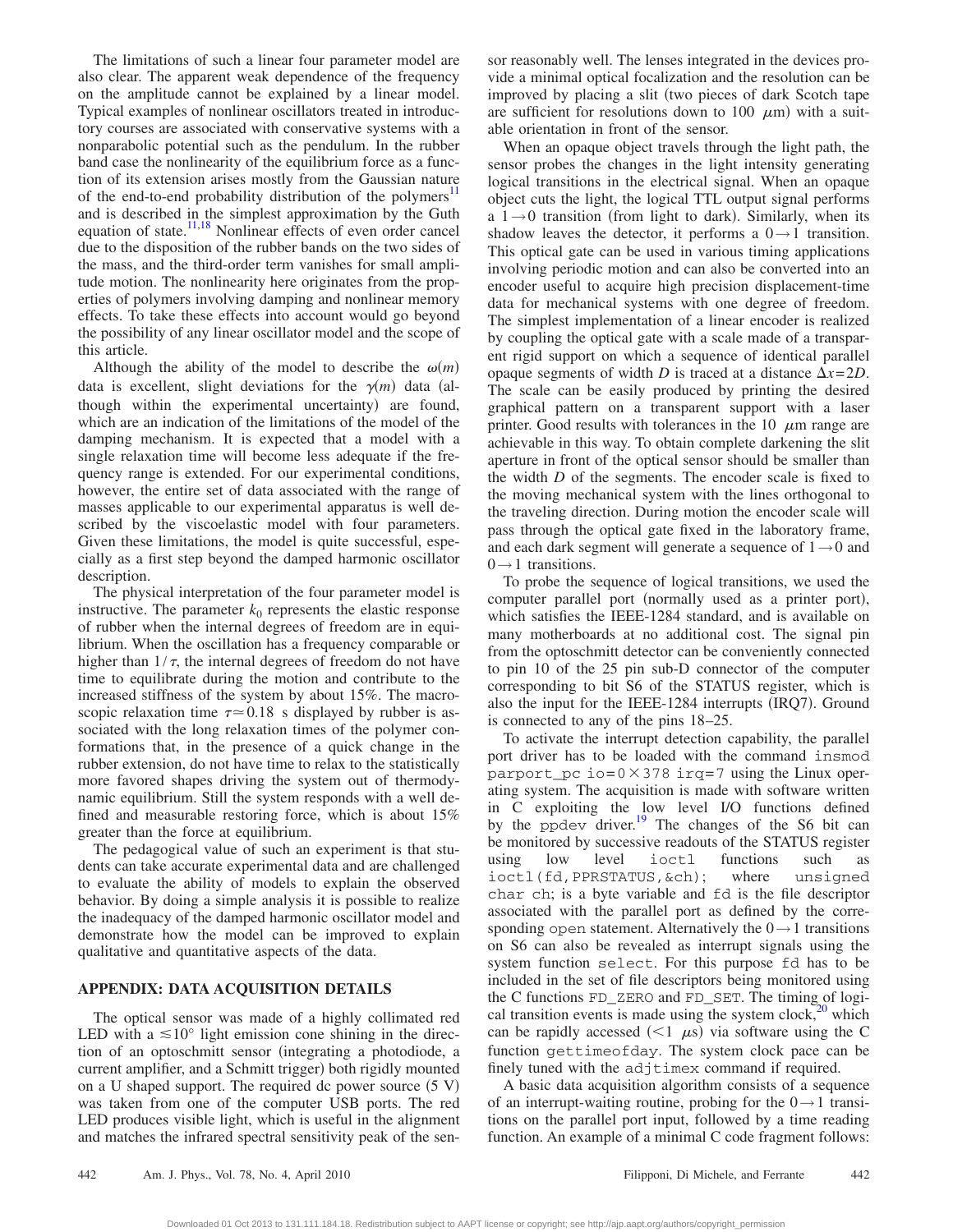The limitations of such a linear four parameter model are also clear. The apparent weak dependence of the frequency on the amplitude cannot be explained by a linear model. Typical examples of nonlinear oscillators treated in introductory courses are associated with conservative systems with a nonparabolic potential such as the pendulum. In the rubber band case the nonlinearity of the equilibrium force as a function of its extension arises mostly from the Gaussian nature of the end-to-end probability distribution of the polymers[11] and is described in the simplest approximation by the Guth equation of state.[11,18] Nonlinear effects of even order cancel due to the disposition of the rubber bands on the two sides of the mass, and the third-order term vanishes for small amplitude motion. The nonlinearity here originates from the properties of polymers involving damping and nonlinear memory effects. To take these effects into account would go beyond the possibility of any linear oscillator model and the scope of this article.

Although the ability of the model to describe the $\omega(m)$ data is excellent, slight deviations for the $\gamma(m)$ data (although within the experimental uncertainty) are found, which are an indication of the limitations of the model of the damping mechanism. It is expected that a model with a single relaxation time will become less adequate if the frequency range is extended. For our experimental conditions, however, the entire set of data associated with the range of masses applicable to our experimental apparatus is well described by the viscoelastic model with four parameters. Given these limitations, the model is quite successful, especially as a first step beyond the damped harmonic oscillator description.

The physical interpretation of the four parameter model is instructive. The parameter $k_0$ represents the elastic response of rubber when the internal degrees of freedom are in equilibrium. When the oscillation has a frequency comparable or higher than $1/\tau$, the internal degrees of freedom do not have time to equilibrate during the motion and contribute to the increased stiffness of the system by about 15%. The macroscopic relaxation time $\tau \simeq 0.18$ s displayed by rubber is associated with the long relaxation times of the polymer conformations that, in the presence of a quick change in the rubber extension, do not have time to relax to the statistically more favored shapes driving the system out of thermodynamic equilibrium. Still the system responds with a well defined and measurable restoring force, which is about 15% greater than the force at equilibrium.

The pedagogical value of such an experiment is that students can take accurate experimental data and are challenged to evaluate the ability of models to explain the observed behavior. By doing a simple analysis it is possible to realize the inadequacy of the damped harmonic oscillator model and demonstrate how the model can be improved to explain qualitative and quantitative aspects of the data.

## APPENDIX: DATA ACQUISITION DETAILS

The optical sensor was made of a highly collimated red LED with a $\lesssim 10°$ light emission cone shining in the direction of an optoschmitt sensor (integrating a photodiode, a current amplifier, and a Schmitt trigger) both rigidly mounted on a U shaped support. The required dc power source (5 V) was taken from one of the computer USB ports. The red LED produces visible light, which is useful in the alignment and matches the infrared spectral sensitivity peak of the sensor reasonably well. The lenses integrated in the devices provide a minimal optical focalization and the resolution can be improved by placing a slit (two pieces of dark Scotch tape are sufficient for resolutions down to 100 $\mu$m) with a suitable orientation in front of the sensor.

When an opaque object travels through the light path, the sensor probes the changes in the light intensity generating logical transitions in the electrical signal. When an opaque object cuts the light, the logical TTL output signal performs a $1 \rightarrow 0$ transition (from light to dark). Similarly, when its shadow leaves the detector, it performs a $0 \rightarrow 1$ transition. This optical gate can be used in various timing applications involving periodic motion and can also be converted into an encoder useful to acquire high precision displacement-time data for mechanical systems with one degree of freedom. The simplest implementation of a linear encoder is realized by coupling the optical gate with a scale made of a transparent rigid support on which a sequence of identical parallel opaque segments of width $D$ is traced at a distance $\Delta x = 2D$. The scale can be easily produced by printing the desired graphical pattern on a transparent support with a laser printer. Good results with tolerances in the 10 $\mu$m range are achievable in this way. To obtain complete darkening the slit aperture in front of the optical sensor should be smaller than the width $D$ of the segments. The encoder scale is fixed to the moving mechanical system with the lines orthogonal to the traveling direction. During motion the encoder scale will pass through the optical gate fixed in the laboratory frame, and each dark segment will generate a sequence of $1 \rightarrow 0$ and $0 \rightarrow 1$ transitions.

To probe the sequence of logical transitions, we used the computer parallel port (normally used as a printer port), which satisfies the IEEE-1284 standard, and is available on many motherboards at no additional cost. The signal pin from the optoschmitt detector can be conveniently connected to pin 10 of the 25 pin sub-D connector of the computer corresponding to bit S6 of the STATUS register, which is also the input for the IEEE-1284 interrupts (IRQ7). Ground is connected to any of the pins 18–25.

To activate the interrupt detection capability, the parallel port driver has to be loaded with the command `insmod parport_pc io=0×378 irq=7` using the Linux operating system. The acquisition is made with software written in C exploiting the low level I/O functions defined by the `ppdev` driver.[19] The changes of the S6 bit can be monitored by successive readouts of the STATUS register using low level `ioctl` functions such as `ioctl(fd,PPRSTATUS,&ch);` where `unsigned char ch;` is a byte variable and `fd` is the file descriptor associated with the parallel port as defined by the corresponding `open` statement. Alternatively the $0 \rightarrow 1$ transitions on S6 can also be revealed as interrupt signals using the system function `select`. For this purpose `fd` has to be included in the set of file descriptors being monitored using the C functions `FD_ZERO` and `FD_SET`. The timing of logical transition events is made using the system clock,[20] which can be rapidly accessed ($<1$ $\mu$s) via software using the C function `gettimeofday`. The system clock pace can be finely tuned with the `adjtimex` command if required.

A basic data acquisition algorithm consists of a sequence of an interrupt-waiting routine, probing for the $0 \rightarrow 1$ transitions on the parallel port input, followed by a time reading function. An example of a minimal C code fragment follows: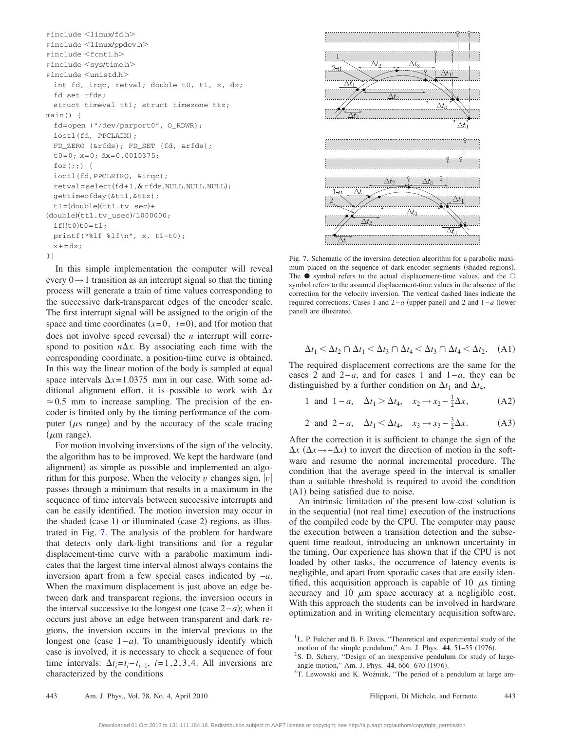```
#include <linux/fd.h>
#include <linux/ppdev.h>
#include <fcntl.h>
#include <sys/time.h>
#include <unistd.h>
  int fd, irqc, retval; double t0, t1, x, dx;
  fd_set rfds;
  struct timeval tt1; struct timezone ttz;
main() {
  fd=open ("/dev/parport0", O_RDWR);
  ioctl(fd, PPCLAIM);
  FD_ZERO (&rfds); FD_SET (fd, &rfds);
  t0=0; x=0; dx=0.0010375;
  for(;;) {
  ioctl(fd,PPCLRIRQ, &irqc);
  retval=select(fd+1,&rfds,NULL,NULL,NULL);
  gettimeofday(&tt1,&ttz);
  t1=(double)(tt1.tv_sec)+
(double)(tt1.tv_usec)/1000000;
  if(!t0)t0=t1;
  printf("%lf %lf\n", x, t1-t0);
  x+=dx;
}}
```

In this simple implementation the computer will reveal every $0 \to 1$ transition as an interrupt signal so that the timing process will generate a train of time values corresponding to the successive dark-transparent edges of the encoder scale. The first interrupt signal will be assigned to the origin of the space and time coordinates $(x=0,\ t=0)$, and (for motion that does not involve speed reversal) the $n$ interrupt will correspond to position $n\Delta x$. By associating each time with the corresponding coordinate, a position-time curve is obtained. In this way the linear motion of the body is sampled at equal space intervals $\Delta x = 1.0375$ mm in our case. With some additional alignment effort, it is possible to work with $\Delta x \simeq 0.5$ mm to increase sampling. The precision of the encoder is limited only by the timing performance of the computer ($\mu$s range) and by the accuracy of the scale tracing ($\mu$m range).

For motion involving inversions of the sign of the velocity, the algorithm has to be improved. We kept the hardware (and alignment) as simple as possible and implemented an algorithm for this purpose. When the velocity $v$ changes sign, $|v|$ passes through a minimum that results in a maximum in the sequence of time intervals between successive interrupts and can be easily identified. The motion inversion may occur in the shaded (case 1) or illuminated (case 2) regions, as illustrated in Fig. 7. The analysis of the problem for hardware that detects only dark-light transitions and for a regular displacement-time curve with a parabolic maximum indicates that the largest time interval almost always contains the inversion apart from a few special cases indicated by $-a$. When the maximum displacement is just above an edge between dark and transparent regions, the inversion occurs in the interval successive to the longest one (case $2-a$); when it occurs just above an edge between transparent and dark regions, the inversion occurs in the interval previous to the longest one (case $1-a$). To unambiguously identify which case is involved, it is necessary to check a sequence of four time intervals: $\Delta t_i = t_i - t_{i-1}$, $i=1,2,3,4$. All inversions are characterized by the conditions

Fig. 7. Schematic of the inversion detection algorithm for a parabolic maximum placed on the sequence of dark encoder segments (shaded regions). The ● symbol refers to the actual displacement-time values, and the ○ symbol refers to the assumed displacement-time values in the absence of the correction for the velocity inversion. The vertical dashed lines indicate the required corrections. Cases 1 and $2-a$ (upper panel) and 2 and $1-a$ (lower panel) are illustrated.

$$\Delta t_1 < \Delta t_2 \cap \Delta t_1 < \Delta t_3 \cap \Delta t_4 < \Delta t_3 \cap \Delta t_4 < \Delta t_2. \quad \text{(A1)}$$

The required displacement corrections are the same for the cases 2 and $2-a$, and for cases 1 and $1-a$, they can be distinguished by a further condition on $\Delta t_1$ and $\Delta t_4$,

$$1 \text{ and } 1-a, \quad \Delta t_1 > \Delta t_4, \quad x_2 \to x_2 - \tfrac{1}{2}\Delta x, \quad \text{(A2)}$$

$$2 \text{ and } 2-a, \quad \Delta t_1 < \Delta t_4, \quad x_3 \to x_3 - \tfrac{3}{2}\Delta x. \quad \text{(A3)}$$

After the correction it is sufficient to change the sign of the $\Delta x$ ($\Delta x \to -\Delta x$) to invert the direction of motion in the software and resume the normal incremental procedure. The condition that the average speed in the interval is smaller than a suitable threshold is required to avoid the condition (A1) being satisfied due to noise.

An intrinsic limitation of the present low-cost solution is in the sequential (not real time) execution of the instructions of the compiled code by the CPU. The computer may pause the execution between a transition detection and the subsequent time readout, introducing an unknown uncertainty in the timing. Our experience has shown that if the CPU is not loaded by other tasks, the occurrence of latency events is negligible, and apart from sporadic cases that are easily identified, this acquisition approach is capable of 10 $\mu$s timing accuracy and 10 $\mu$m space accuracy at a negligible cost. With this approach the students can be involved in hardware optimization and in writing elementary acquisition software.

[1] L. P. Fulcher and B. F. Davis, "Theoretical and experimental study of the motion of the simple pendulum," Am. J. Phys. **44**, 51–55 (1976).

[2] S. D. Schery, "Design of an inexpensive pendulum for study of large-angle motion," Am. J. Phys. **44**, 666–670 (1976).

[3] T. Lewowski and K. Woźniak, "The period of a pendulum at large am-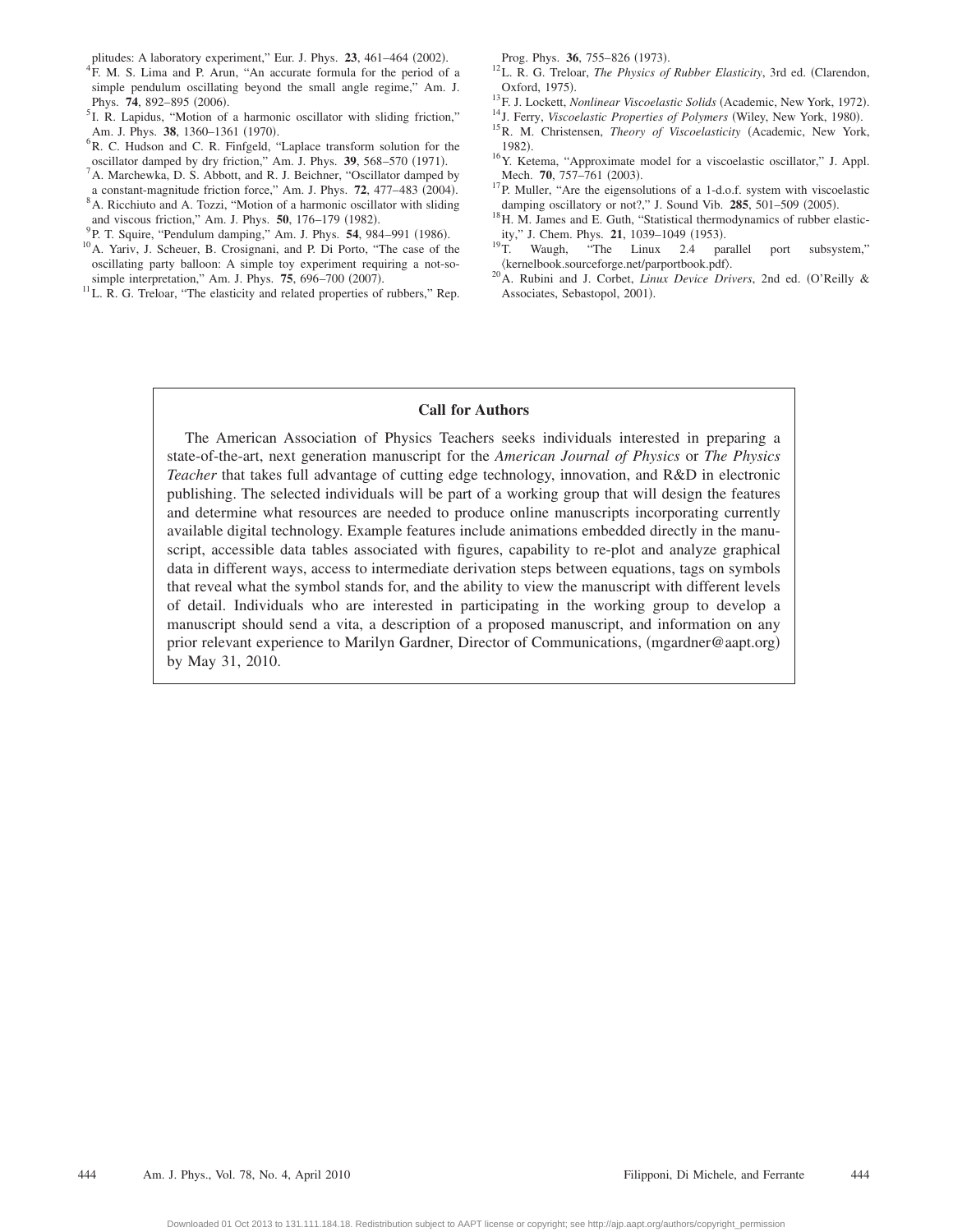plitudes: A laboratory experiment," Eur. J. Phys. **23**, 461–464 (2002).

[4] F. M. S. Lima and P. Arun, "An accurate formula for the period of a simple pendulum oscillating beyond the small angle regime," Am. J. Phys. **74**, 892–895 (2006).

[5] I. R. Lapidus, "Motion of a harmonic oscillator with sliding friction," Am. J. Phys. **38**, 1360–1361 (1970).

[6] R. C. Hudson and C. R. Finfgeld, "Laplace transform solution for the oscillator damped by dry friction," Am. J. Phys. **39**, 568–570 (1971).

[7] A. Marchewka, D. S. Abbott, and R. J. Beichner, "Oscillator damped by a constant-magnitude friction force," Am. J. Phys. **72**, 477–483 (2004).

[8] A. Ricchiuto and A. Tozzi, "Motion of a harmonic oscillator with sliding and viscous friction," Am. J. Phys. **50**, 176–179 (1982).

[9] P. T. Squire, "Pendulum damping," Am. J. Phys. **54**, 984–991 (1986).

[10] A. Yariv, J. Scheuer, B. Crosignani, and P. Di Porto, "The case of the oscillating party balloon: A simple toy experiment requiring a not-so-simple interpretation," Am. J. Phys. **75**, 696–700 (2007).

[11] L. R. G. Treloar, "The elasticity and related properties of rubbers," Rep. Prog. Phys. **36**, 755–826 (1973).

[12] L. R. G. Treloar, *The Physics of Rubber Elasticity*, 3rd ed. (Clarendon, Oxford, 1975).

[13] F. J. Lockett, *Nonlinear Viscoelastic Solids* (Academic, New York, 1972).

[14] J. Ferry, *Viscoelastic Properties of Polymers* (Wiley, New York, 1980).

[15] R. M. Christensen, *Theory of Viscoelasticity* (Academic, New York, 1982).

[16] Y. Ketema, "Approximate model for a viscoelastic oscillator," J. Appl. Mech. **70**, 757–761 (2003).

[17] P. Muller, "Are the eigensolutions of a 1-d.o.f. system with viscoelastic damping oscillatory or not?," J. Sound Vib. **285**, 501–509 (2005).

[18] H. M. James and E. Guth, "Statistical thermodynamics of rubber elasticity," J. Chem. Phys. **21**, 1039–1049 (1953).

[19] T. Waugh, "The Linux 2.4 parallel port subsystem," ⟨kernelbook.sourceforge.net/parportbook.pdf⟩.

[20] A. Rubini and J. Corbet, *Linux Device Drivers*, 2nd ed. (O'Reilly & Associates, Sebastopol, 2001).

**Call for Authors**

The American Association of Physics Teachers seeks individuals interested in preparing a state-of-the-art, next generation manuscript for the *American Journal of Physics* or *The Physics Teacher* that takes full advantage of cutting edge technology, innovation, and R&D in electronic publishing. The selected individuals will be part of a working group that will design the features and determine what resources are needed to produce online manuscripts incorporating currently available digital technology. Example features include animations embedded directly in the manuscript, accessible data tables associated with figures, capability to re-plot and analyze graphical data in different ways, access to intermediate derivation steps between equations, tags on symbols that reveal what the symbol stands for, and the ability to view the manuscript with different levels of detail. Individuals who are interested in participating in the working group to develop a manuscript should send a vita, a description of a proposed manuscript, and information on any prior relevant experience to Marilyn Gardner, Director of Communications, (mgardner@aapt.org) by May 31, 2010.